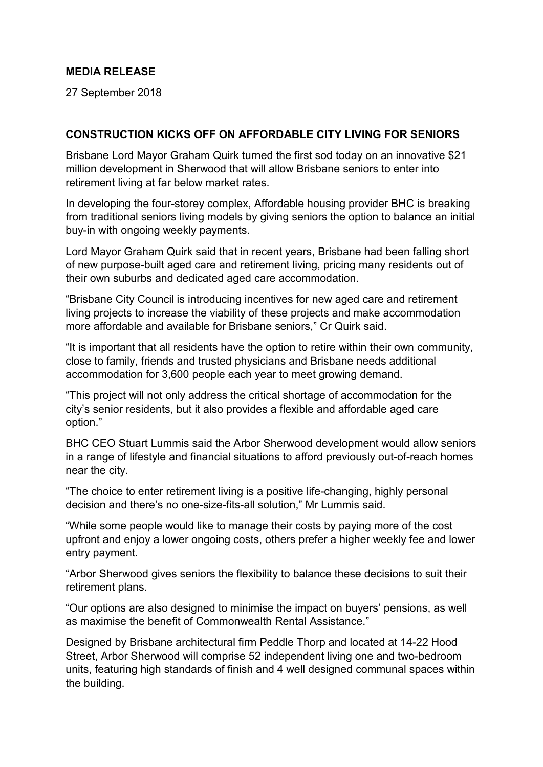**MEDIA RELEASE**

27 September 2018

**CONSTRUCTION KICKS OFF ON AFFORDABLE CITY LIVING FOR SENIORS**

Brisbane Lord Mayor Graham Quirk turned the first sod today on an innovative $21 million development in Sherwood that will allow Brisbane seniors to enter into retirement living at far below market rates.

In developing the four-storey complex, Affordable housing provider BHC is breaking from traditional seniors living models by giving seniors the option to balance an initial buy-in with ongoing weekly payments.

Lord Mayor Graham Quirk said that in recent years, Brisbane had been falling short of new purpose-built aged care and retirement living, pricing many residents out of their own suburbs and dedicated aged care accommodation.

"Brisbane City Council is introducing incentives for new aged care and retirement living projects to increase the viability of these projects and make accommodation more affordable and available for Brisbane seniors," Cr Quirk said.

"It is important that all residents have the option to retire within their own community, close to family, friends and trusted physicians and Brisbane needs additional accommodation for 3,600 people each year to meet growing demand.

"This project will not only address the critical shortage of accommodation for the city's senior residents, but it also provides a flexible and affordable aged care option."

BHC CEO Stuart Lummis said the Arbor Sherwood development would allow seniors in a range of lifestyle and financial situations to afford previously out-of-reach homes near the city.

"The choice to enter retirement living is a positive life-changing, highly personal decision and there's no one-size-fits-all solution," Mr Lummis said.

"While some people would like to manage their costs by paying more of the cost upfront and enjoy a lower ongoing costs, others prefer a higher weekly fee and lower entry payment.

"Arbor Sherwood gives seniors the flexibility to balance these decisions to suit their retirement plans.

"Our options are also designed to minimise the impact on buyers' pensions, as well as maximise the benefit of Commonwealth Rental Assistance."

Designed by Brisbane architectural firm Peddle Thorp and located at 14-22 Hood Street, Arbor Sherwood will comprise 52 independent living one and two-bedroom units, featuring high standards of finish and 4 well designed communal spaces within the building.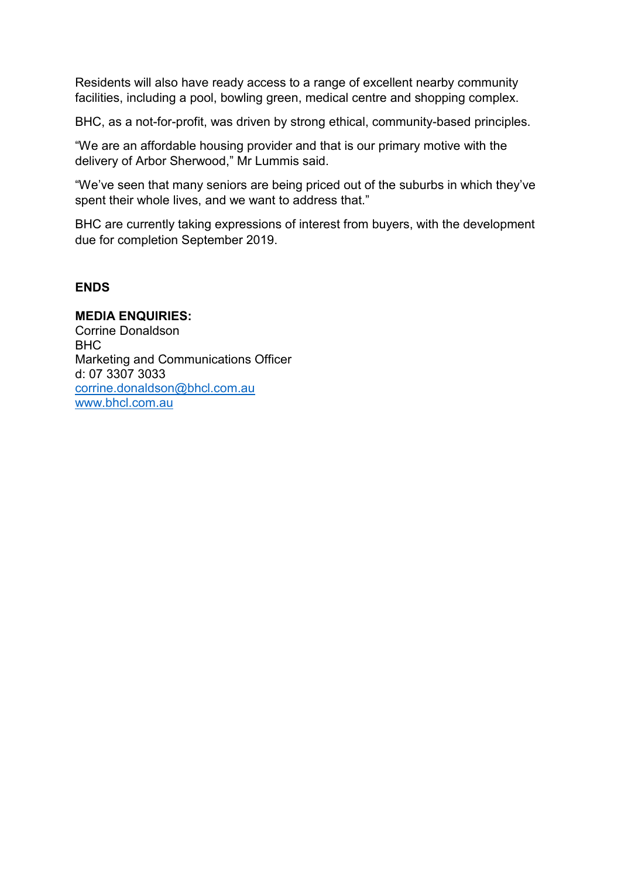Residents will also have ready access to a range of excellent nearby community facilities, including a pool, bowling green, medical centre and shopping complex.

BHC, as a not-for-profit, was driven by strong ethical, community-based principles.

"We are an affordable housing provider and that is our primary motive with the delivery of Arbor Sherwood," Mr Lummis said.

"We've seen that many seniors are being priced out of the suburbs in which they've spent their whole lives, and we want to address that."

BHC are currently taking expressions of interest from buyers, with the development due for completion September 2019.

**ENDS**

**MEDIA ENQUIRIES:**
Corrine Donaldson
BHC
Marketing and Communications Officer
d: 07 3307 3033
corrine.donaldson@bhcl.com.au
www.bhcl.com.au